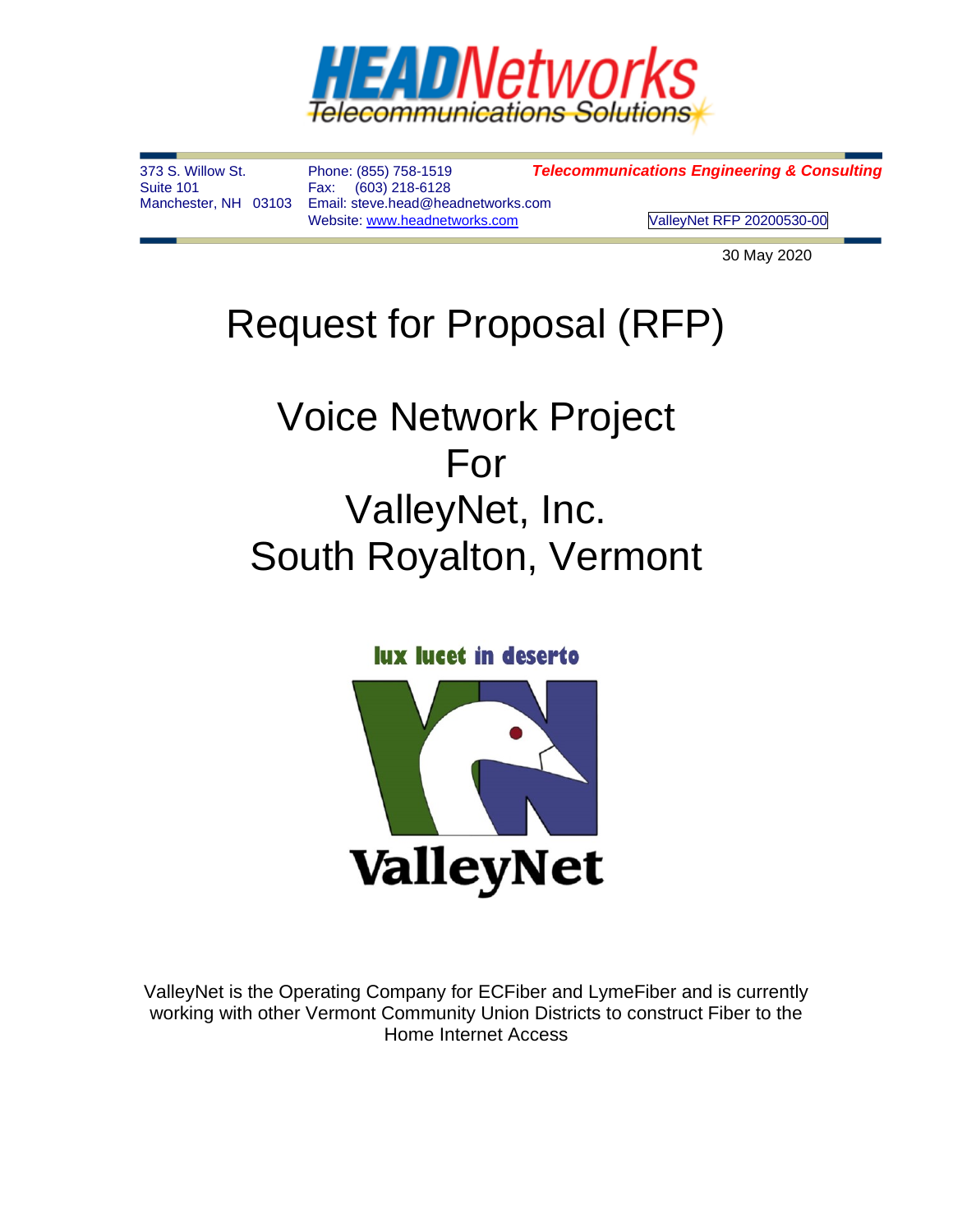HEADNetworks
Telecommunications Solutions

373 S. Willow St.
Suite 101
Manchester, NH 03103

Phone: (855) 758-1519
Fax: (603) 218-6128
Email: steve.head@headnetworks.com
Website: www.headnetworks.com

***Telecommunications Engineering & Consulting***

ValleyNet RFP 20200530-00

30 May 2020

# Request for Proposal (RFP)

# Voice Network Project
# For
# ValleyNet, Inc.
# South Royalton, Vermont

**lux lucet in deserto**

**ValleyNet**

ValleyNet is the Operating Company for ECFiber and LymeFiber and is currently working with other Vermont Community Union Districts to construct Fiber to the Home Internet Access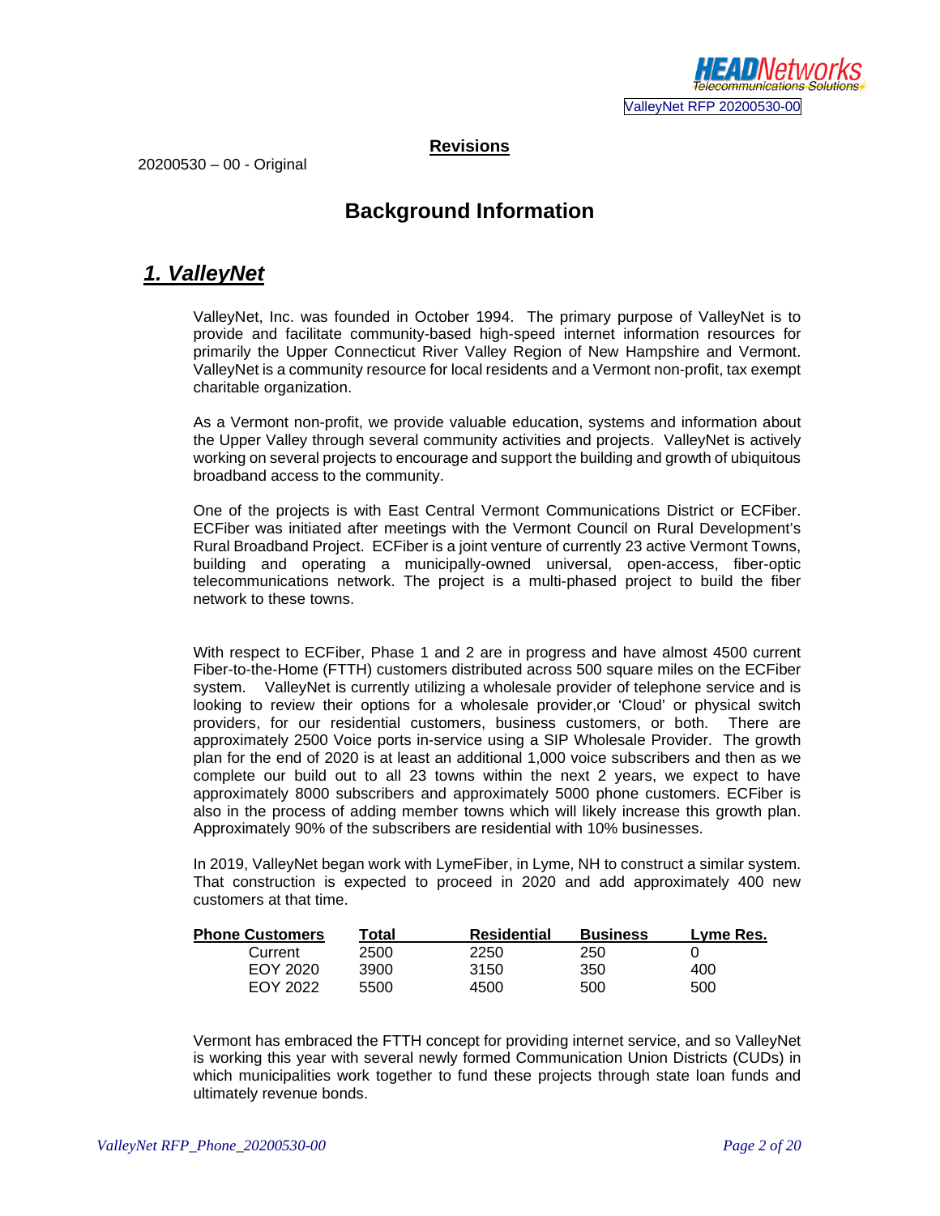**Revisions**

20200530 – 00 - Original

# Background Information

## *1. ValleyNet*

ValleyNet, Inc. was founded in October 1994. The primary purpose of ValleyNet is to provide and facilitate community-based high-speed internet information resources for primarily the Upper Connecticut River Valley Region of New Hampshire and Vermont. ValleyNet is a community resource for local residents and a Vermont non-profit, tax exempt charitable organization.

As a Vermont non-profit, we provide valuable education, systems and information about the Upper Valley through several community activities and projects. ValleyNet is actively working on several projects to encourage and support the building and growth of ubiquitous broadband access to the community.

One of the projects is with East Central Vermont Communications District or ECFiber. ECFiber was initiated after meetings with the Vermont Council on Rural Development's Rural Broadband Project. ECFiber is a joint venture of currently 23 active Vermont Towns, building and operating a municipally-owned universal, open-access, fiber-optic telecommunications network. The project is a multi-phased project to build the fiber network to these towns.

With respect to ECFiber, Phase 1 and 2 are in progress and have almost 4500 current Fiber-to-the-Home (FTTH) customers distributed across 500 square miles on the ECFiber system. ValleyNet is currently utilizing a wholesale provider of telephone service and is looking to review their options for a wholesale provider,or 'Cloud' or physical switch providers, for our residential customers, business customers, or both. There are approximately 2500 Voice ports in-service using a SIP Wholesale Provider. The growth plan for the end of 2020 is at least an additional 1,000 voice subscribers and then as we complete our build out to all 23 towns within the next 2 years, we expect to have approximately 8000 subscribers and approximately 5000 phone customers. ECFiber is also in the process of adding member towns which will likely increase this growth plan. Approximately 90% of the subscribers are residential with 10% businesses.

In 2019, ValleyNet began work with LymeFiber, in Lyme, NH to construct a similar system. That construction is expected to proceed in 2020 and add approximately 400 new customers at that time.

| Phone Customers | Total | Residential | Business | Lyme Res. |
|---|---|---|---|---|
| Current | 2500 | 2250 | 250 | 0 |
| EOY 2020 | 3900 | 3150 | 350 | 400 |
| EOY 2022 | 5500 | 4500 | 500 | 500 |

Vermont has embraced the FTTH concept for providing internet service, and so ValleyNet is working this year with several newly formed Communication Union Districts (CUDs) in which municipalities work together to fund these projects through state loan funds and ultimately revenue bonds.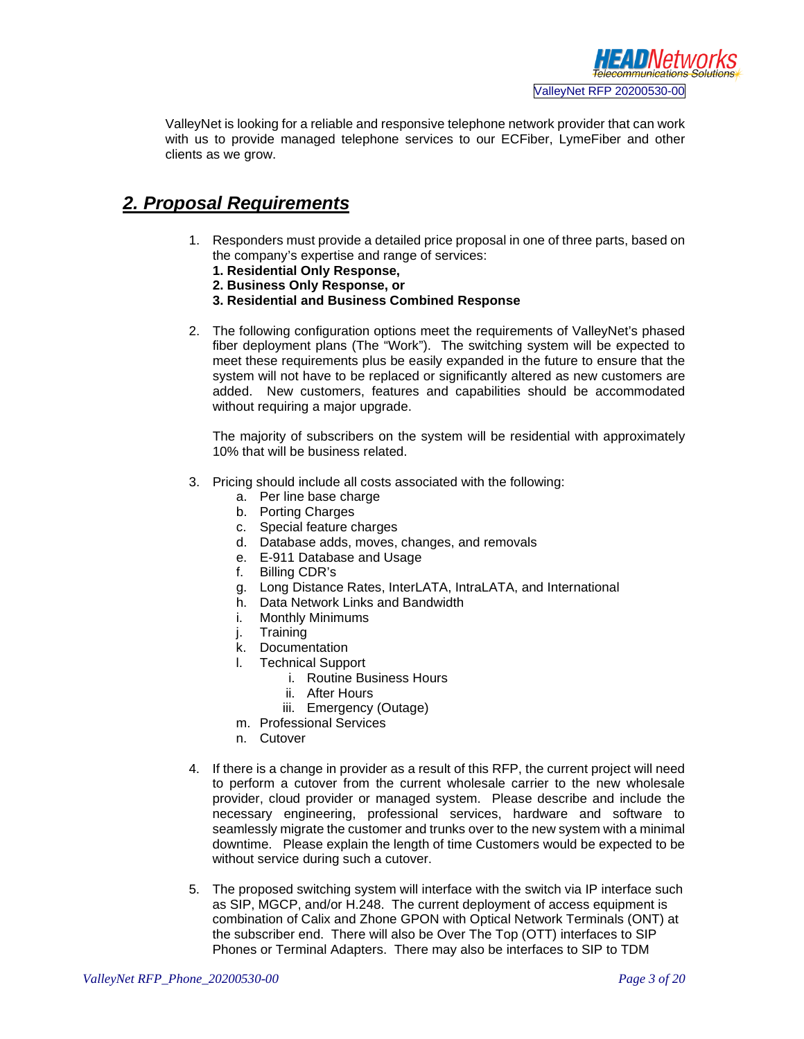ValleyNet is looking for a reliable and responsive telephone network provider that can work with us to provide managed telephone services to our ECFiber, LymeFiber and other clients as we grow.

## ***2. Proposal Requirements***

1. Responders must provide a detailed price proposal in one of three parts, based on the company's expertise and range of services:
   **1. Residential Only Response,**
   **2. Business Only Response, or**
   **3. Residential and Business Combined Response**

2. The following configuration options meet the requirements of ValleyNet's phased fiber deployment plans (The "Work"). The switching system will be expected to meet these requirements plus be easily expanded in the future to ensure that the system will not have to be replaced or significantly altered as new customers are added. New customers, features and capabilities should be accommodated without requiring a major upgrade.

   The majority of subscribers on the system will be residential with approximately 10% that will be business related.

3. Pricing should include all costs associated with the following:
   a. Per line base charge
   b. Porting Charges
   c. Special feature charges
   d. Database adds, moves, changes, and removals
   e. E-911 Database and Usage
   f. Billing CDR's
   g. Long Distance Rates, InterLATA, IntraLATA, and International
   h. Data Network Links and Bandwidth
   i. Monthly Minimums
   j. Training
   k. Documentation
   l. Technical Support
      i. Routine Business Hours
      ii. After Hours
      iii. Emergency (Outage)
   m. Professional Services
   n. Cutover

4. If there is a change in provider as a result of this RFP, the current project will need to perform a cutover from the current wholesale carrier to the new wholesale provider, cloud provider or managed system. Please describe and include the necessary engineering, professional services, hardware and software to seamlessly migrate the customer and trunks over to the new system with a minimal downtime. Please explain the length of time Customers would be expected to be without service during such a cutover.

5. The proposed switching system will interface with the switch via IP interface such as SIP, MGCP, and/or H.248. The current deployment of access equipment is combination of Calix and Zhone GPON with Optical Network Terminals (ONT) at the subscriber end. There will also be Over The Top (OTT) interfaces to SIP Phones or Terminal Adapters. There may also be interfaces to SIP to TDM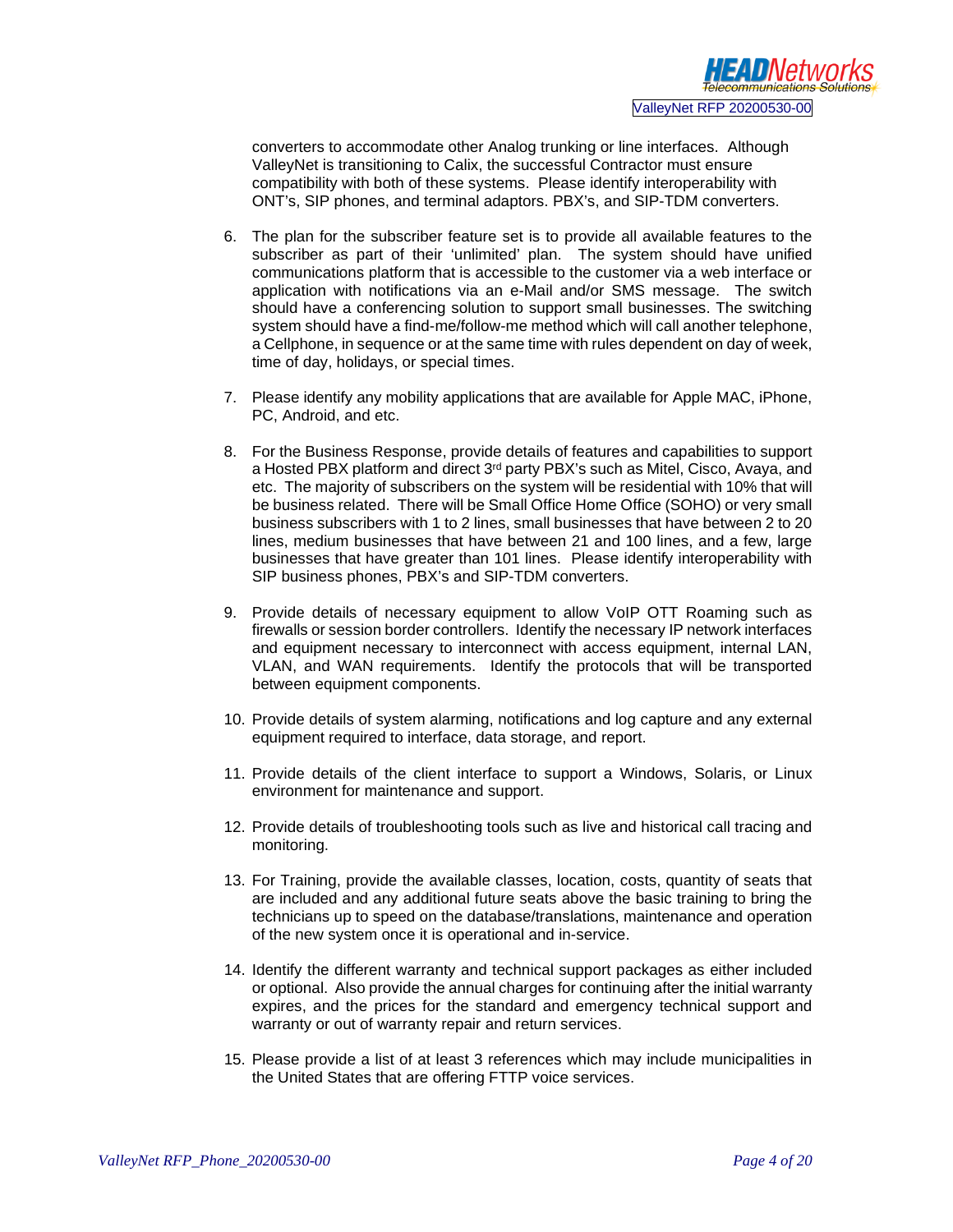converters to accommodate other Analog trunking or line interfaces. Although ValleyNet is transitioning to Calix, the successful Contractor must ensure compatibility with both of these systems. Please identify interoperability with ONT's, SIP phones, and terminal adaptors. PBX's, and SIP-TDM converters.

6. The plan for the subscriber feature set is to provide all available features to the subscriber as part of their 'unlimited' plan. The system should have unified communications platform that is accessible to the customer via a web interface or application with notifications via an e-Mail and/or SMS message. The switch should have a conferencing solution to support small businesses. The switching system should have a find-me/follow-me method which will call another telephone, a Cellphone, in sequence or at the same time with rules dependent on day of week, time of day, holidays, or special times.

7. Please identify any mobility applications that are available for Apple MAC, iPhone, PC, Android, and etc.

8. For the Business Response, provide details of features and capabilities to support a Hosted PBX platform and direct 3rd party PBX's such as Mitel, Cisco, Avaya, and etc. The majority of subscribers on the system will be residential with 10% that will be business related. There will be Small Office Home Office (SOHO) or very small business subscribers with 1 to 2 lines, small businesses that have between 2 to 20 lines, medium businesses that have between 21 and 100 lines, and a few, large businesses that have greater than 101 lines. Please identify interoperability with SIP business phones, PBX's and SIP-TDM converters.

9. Provide details of necessary equipment to allow VoIP OTT Roaming such as firewalls or session border controllers. Identify the necessary IP network interfaces and equipment necessary to interconnect with access equipment, internal LAN, VLAN, and WAN requirements. Identify the protocols that will be transported between equipment components.

10. Provide details of system alarming, notifications and log capture and any external equipment required to interface, data storage, and report.

11. Provide details of the client interface to support a Windows, Solaris, or Linux environment for maintenance and support.

12. Provide details of troubleshooting tools such as live and historical call tracing and monitoring.

13. For Training, provide the available classes, location, costs, quantity of seats that are included and any additional future seats above the basic training to bring the technicians up to speed on the database/translations, maintenance and operation of the new system once it is operational and in-service.

14. Identify the different warranty and technical support packages as either included or optional. Also provide the annual charges for continuing after the initial warranty expires, and the prices for the standard and emergency technical support and warranty or out of warranty repair and return services.

15. Please provide a list of at least 3 references which may include municipalities in the United States that are offering FTTP voice services.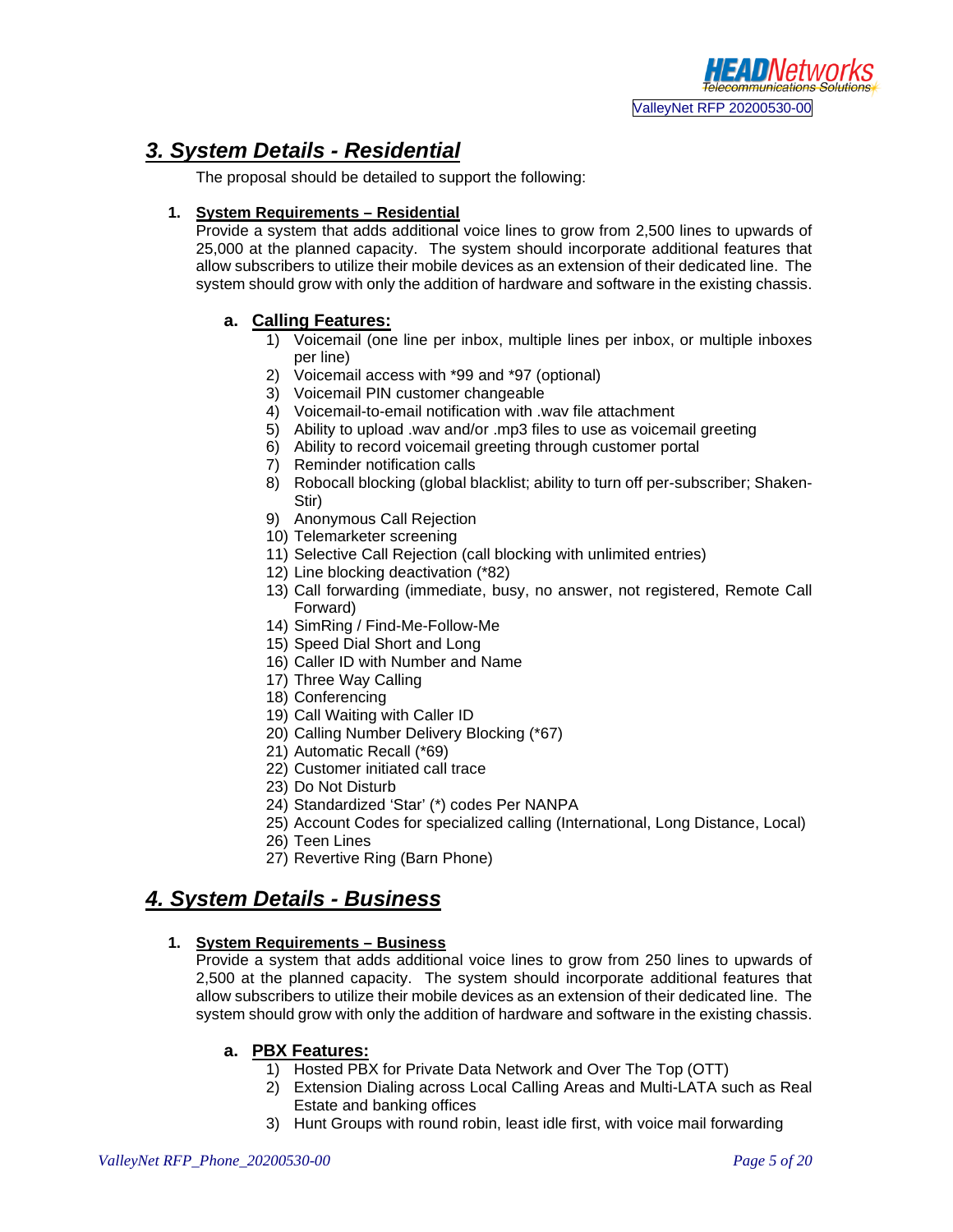## 3. System Details - Residential

The proposal should be detailed to support the following:

1. **System Requirements – Residential**

   Provide a system that adds additional voice lines to grow from 2,500 lines to upwards of 25,000 at the planned capacity. The system should incorporate additional features that allow subscribers to utilize their mobile devices as an extension of their dedicated line. The system should grow with only the addition of hardware and software in the existing chassis.

   a. **Calling Features:**

      1) Voicemail (one line per inbox, multiple lines per inbox, or multiple inboxes per line)
      2) Voicemail access with *99 and *97 (optional)
      3) Voicemail PIN customer changeable
      4) Voicemail-to-email notification with .wav file attachment
      5) Ability to upload .wav and/or .mp3 files to use as voicemail greeting
      6) Ability to record voicemail greeting through customer portal
      7) Reminder notification calls
      8) Robocall blocking (global blacklist; ability to turn off per-subscriber; Shaken-Stir)
      9) Anonymous Call Rejection
      10) Telemarketer screening
      11) Selective Call Rejection (call blocking with unlimited entries)
      12) Line blocking deactivation (*82)
      13) Call forwarding (immediate, busy, no answer, not registered, Remote Call Forward)
      14) SimRing / Find-Me-Follow-Me
      15) Speed Dial Short and Long
      16) Caller ID with Number and Name
      17) Three Way Calling
      18) Conferencing
      19) Call Waiting with Caller ID
      20) Calling Number Delivery Blocking (*67)
      21) Automatic Recall (*69)
      22) Customer initiated call trace
      23) Do Not Disturb
      24) Standardized 'Star' (*) codes Per NANPA
      25) Account Codes for specialized calling (International, Long Distance, Local)
      26) Teen Lines
      27) Revertive Ring (Barn Phone)

## 4. System Details - Business

1. **System Requirements – Business**

   Provide a system that adds additional voice lines to grow from 250 lines to upwards of 2,500 at the planned capacity. The system should incorporate additional features that allow subscribers to utilize their mobile devices as an extension of their dedicated line. The system should grow with only the addition of hardware and software in the existing chassis.

   a. **PBX Features:**

      1) Hosted PBX for Private Data Network and Over The Top (OTT)
      2) Extension Dialing across Local Calling Areas and Multi-LATA such as Real Estate and banking offices
      3) Hunt Groups with round robin, least idle first, with voice mail forwarding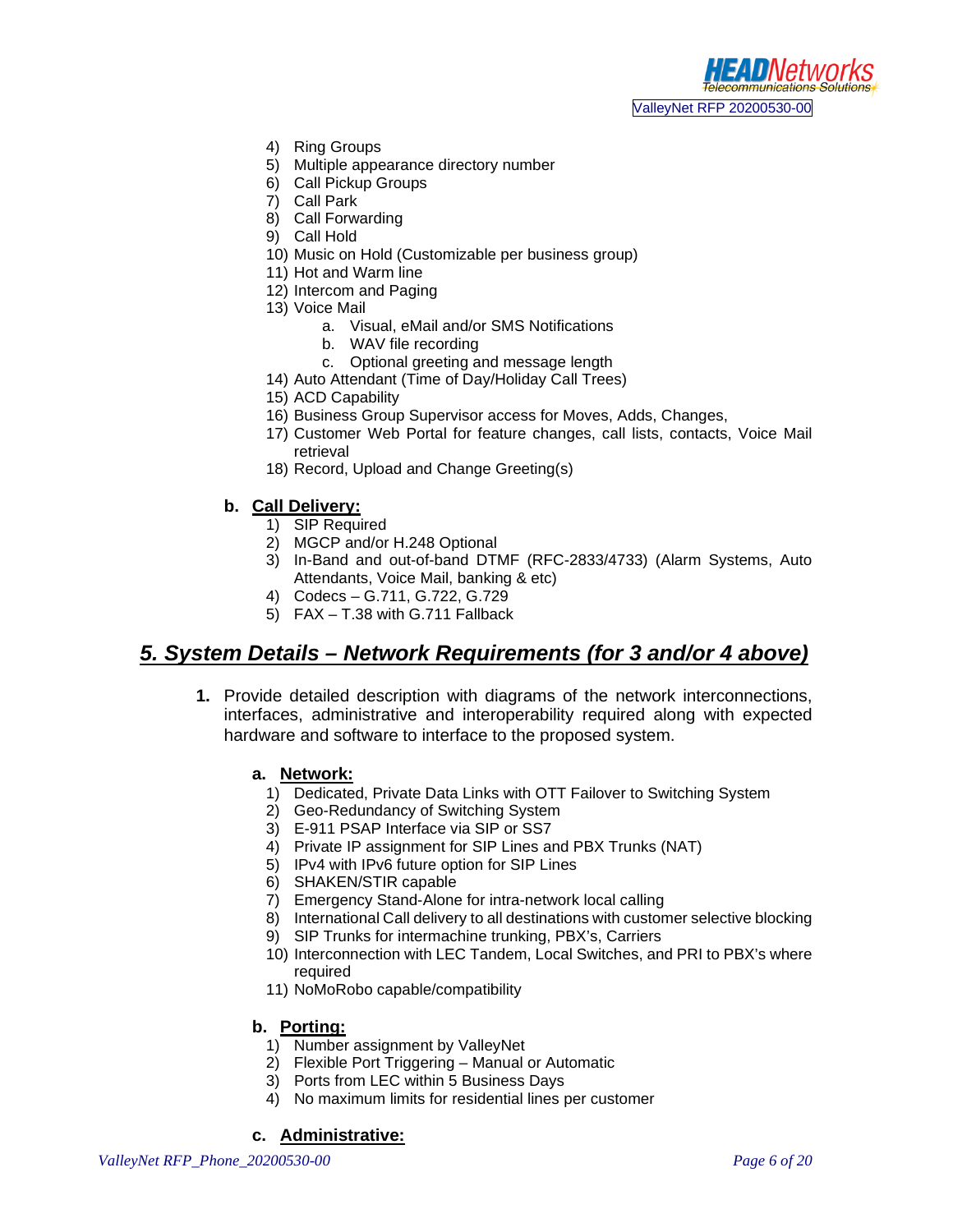4) Ring Groups
5) Multiple appearance directory number
6) Call Pickup Groups
7) Call Park
8) Call Forwarding
9) Call Hold
10) Music on Hold (Customizable per business group)
11) Hot and Warm line
12) Intercom and Paging
13) Voice Mail
    a. Visual, eMail and/or SMS Notifications
    b. WAV file recording
    c. Optional greeting and message length
14) Auto Attendant (Time of Day/Holiday Call Trees)
15) ACD Capability
16) Business Group Supervisor access for Moves, Adds, Changes,
17) Customer Web Portal for feature changes, call lists, contacts, Voice Mail retrieval
18) Record, Upload and Change Greeting(s)

**b. Call Delivery:**

1) SIP Required
2) MGCP and/or H.248 Optional
3) In-Band and out-of-band DTMF (RFC-2833/4733) (Alarm Systems, Auto Attendants, Voice Mail, banking & etc)
4) Codecs – G.711, G.722, G.729
5) FAX – T.38 with G.711 Fallback

## *5. System Details – Network Requirements (for 3 and/or 4 above)*

**1.** Provide detailed description with diagrams of the network interconnections, interfaces, administrative and interoperability required along with expected hardware and software to interface to the proposed system.

**a. Network:**

1) Dedicated, Private Data Links with OTT Failover to Switching System
2) Geo-Redundancy of Switching System
3) E-911 PSAP Interface via SIP or SS7
4) Private IP assignment for SIP Lines and PBX Trunks (NAT)
5) IPv4 with IPv6 future option for SIP Lines
6) SHAKEN/STIR capable
7) Emergency Stand-Alone for intra-network local calling
8) International Call delivery to all destinations with customer selective blocking
9) SIP Trunks for intermachine trunking, PBX's, Carriers
10) Interconnection with LEC Tandem, Local Switches, and PRI to PBX's where required
11) NoMoRobo capable/compatibility

**b. Porting:**

1) Number assignment by ValleyNet
2) Flexible Port Triggering – Manual or Automatic
3) Ports from LEC within 5 Business Days
4) No maximum limits for residential lines per customer

**c. Administrative:**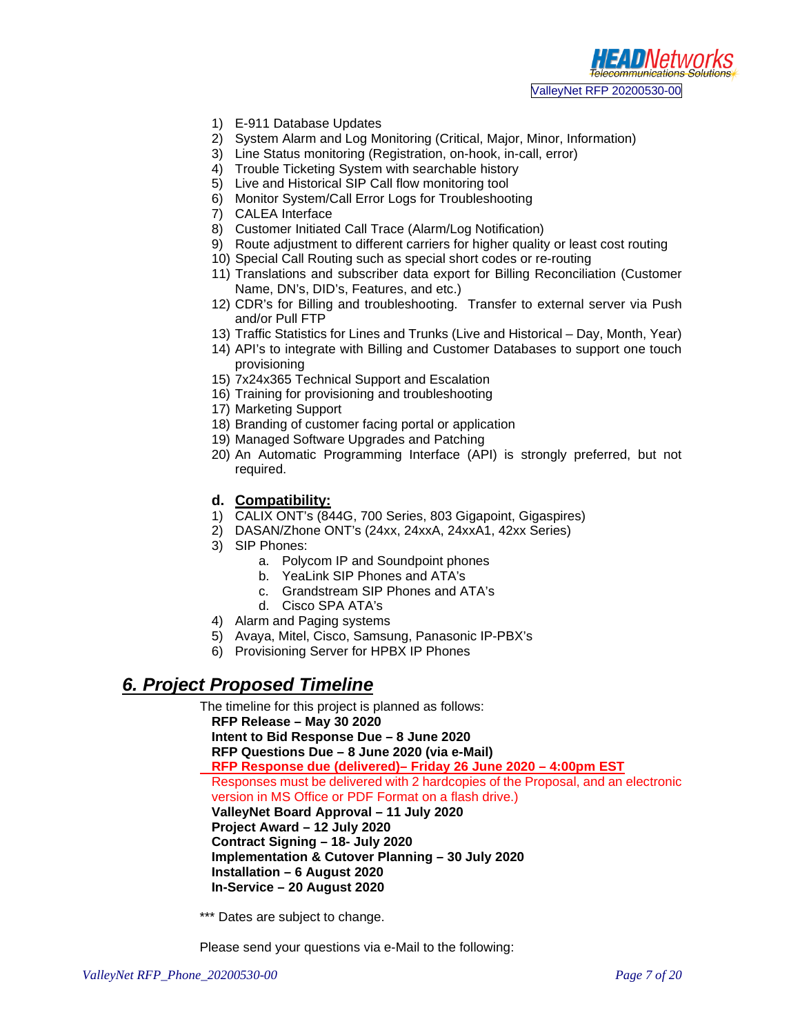1) E-911 Database Updates
2) System Alarm and Log Monitoring (Critical, Major, Minor, Information)
3) Line Status monitoring (Registration, on-hook, in-call, error)
4) Trouble Ticketing System with searchable history
5) Live and Historical SIP Call flow monitoring tool
6) Monitor System/Call Error Logs for Troubleshooting
7) CALEA Interface
8) Customer Initiated Call Trace (Alarm/Log Notification)
9) Route adjustment to different carriers for higher quality or least cost routing
10) Special Call Routing such as special short codes or re-routing
11) Translations and subscriber data export for Billing Reconciliation (Customer Name, DN's, DID's, Features, and etc.)
12) CDR's for Billing and troubleshooting. Transfer to external server via Push and/or Pull FTP
13) Traffic Statistics for Lines and Trunks (Live and Historical – Day, Month, Year)
14) API's to integrate with Billing and Customer Databases to support one touch provisioning
15) 7x24x365 Technical Support and Escalation
16) Training for provisioning and troubleshooting
17) Marketing Support
18) Branding of customer facing portal or application
19) Managed Software Upgrades and Patching
20) An Automatic Programming Interface (API) is strongly preferred, but not required.

### d. <u>Compatibility:</u>

1) CALIX ONT's (844G, 700 Series, 803 Gigapoint, Gigaspires)
2) DASAN/Zhone ONT's (24xx, 24xxA, 24xxA1, 42xx Series)
3) SIP Phones:
   a. Polycom IP and Soundpoint phones
   b. YeaLink SIP Phones and ATA's
   c. Grandstream SIP Phones and ATA's
   d. Cisco SPA ATA's
4) Alarm and Paging systems
5) Avaya, Mitel, Cisco, Samsung, Panasonic IP-PBX's
6) Provisioning Server for HPBX IP Phones

## *6. Project Proposed Timeline*

The timeline for this project is planned as follows:

**RFP Release – May 30 2020**
**Intent to Bid Response Due – 8 June 2020**
**RFP Questions Due – 8 June 2020 (via e-Mail)**
**<u>RFP Response due (delivered)– Friday 26 June 2020 – 4:00pm EST</u>**
Responses must be delivered with 2 hardcopies of the Proposal, and an electronic version in MS Office or PDF Format on a flash drive.)
**ValleyNet Board Approval – 11 July 2020**
**Project Award – 12 July 2020**
**Contract Signing – 18- July 2020**
**Implementation & Cutover Planning – 30 July 2020**
**Installation – 6 August 2020**
**In-Service – 20 August 2020**

*** Dates are subject to change.

Please send your questions via e-Mail to the following: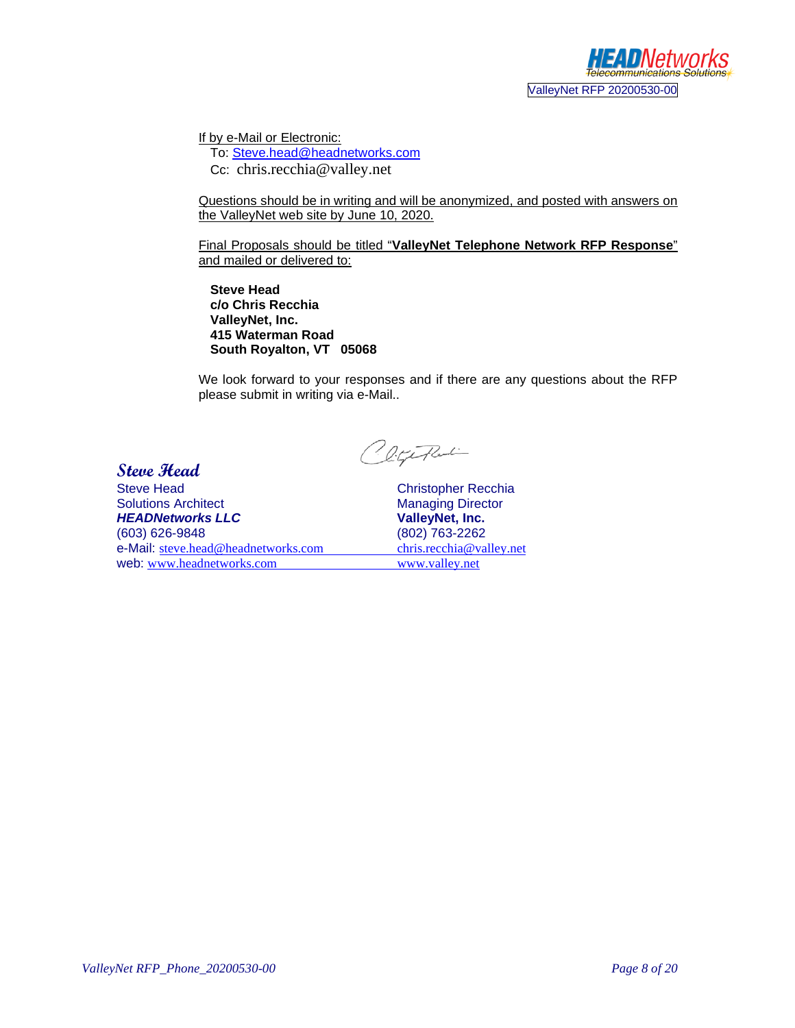If by e-Mail or Electronic:

To: Steve.head@headnetworks.com
Cc: chris.recchia@valley.net

Questions should be in writing and will be anonymized, and posted with answers on the ValleyNet web site by June 10, 2020.

Final Proposals should be titled "**ValleyNet Telephone Network RFP Response**" and mailed or delivered to:

**Steve Head**
**c/o Chris Recchia**
**ValleyNet, Inc.**
**415 Waterman Road**
**South Royalton, VT 05068**

We look forward to your responses and if there are any questions about the RFP please submit in writing via e-Mail..

***Steve Head***
Steve Head
Solutions Architect
***HEADNetworks LLC***
(603) 626-9848
e-Mail: steve.head@headnetworks.com
web: www.headnetworks.com

Christopher Recchia
Managing Director
**ValleyNet, Inc.**
(802) 763-2262
chris.recchia@valley.net
www.valley.net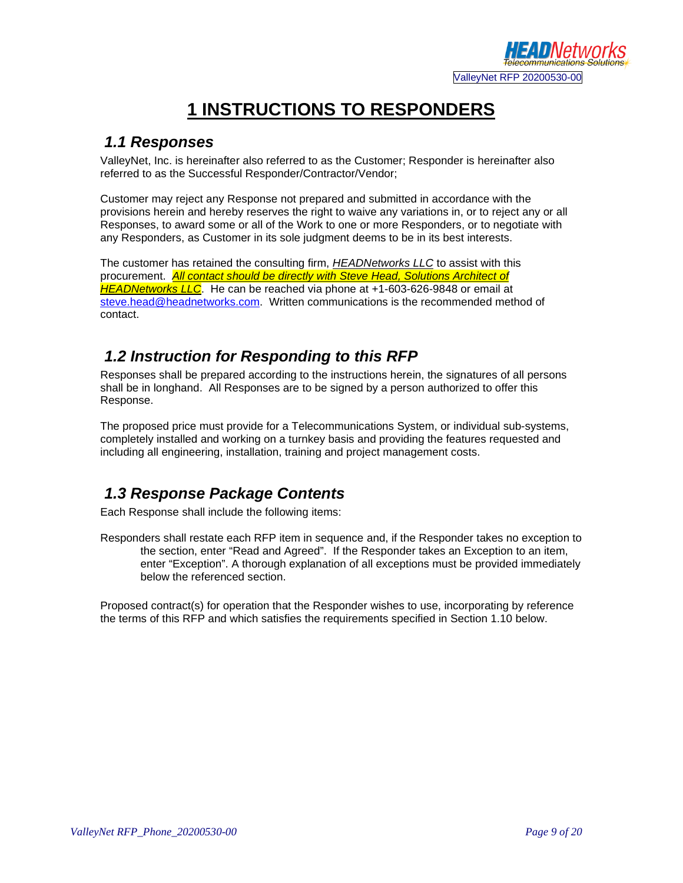# 1 INSTRUCTIONS TO RESPONDERS

## 1.1 Responses

ValleyNet, Inc. is hereinafter also referred to as the Customer; Responder is hereinafter also referred to as the Successful Responder/Contractor/Vendor;

Customer may reject any Response not prepared and submitted in accordance with the provisions herein and hereby reserves the right to waive any variations in, or to reject any or all Responses, to award some or all of the Work to one or more Responders, or to negotiate with any Responders, as Customer in its sole judgment deems to be in its best interests.

The customer has retained the consulting firm, *HEADNetworks LLC* to assist with this procurement. *All contact should be directly with Steve Head, Solutions Architect of HEADNetworks LLC*. He can be reached via phone at +1-603-626-9848 or email at steve.head@headnetworks.com. Written communications is the recommended method of contact.

## 1.2 Instruction for Responding to this RFP

Responses shall be prepared according to the instructions herein, the signatures of all persons shall be in longhand. All Responses are to be signed by a person authorized to offer this Response.

The proposed price must provide for a Telecommunications System, or individual sub-systems, completely installed and working on a turnkey basis and providing the features requested and including all engineering, installation, training and project management costs.

## 1.3 Response Package Contents

Each Response shall include the following items:

Responders shall restate each RFP item in sequence and, if the Responder takes no exception to the section, enter "Read and Agreed". If the Responder takes an Exception to an item, enter "Exception". A thorough explanation of all exceptions must be provided immediately below the referenced section.

Proposed contract(s) for operation that the Responder wishes to use, incorporating by reference the terms of this RFP and which satisfies the requirements specified in Section 1.10 below.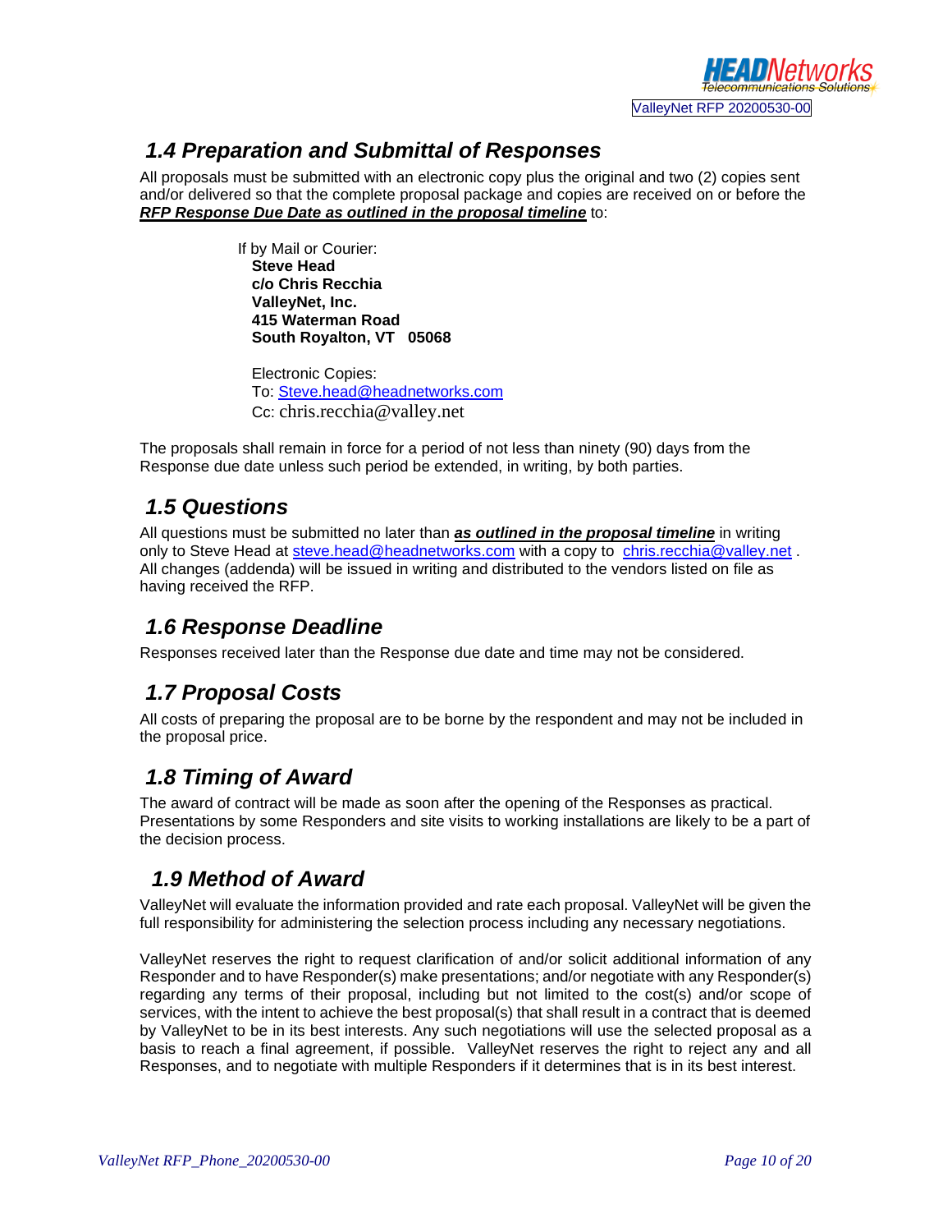## *1.4 Preparation and Submittal of Responses*

All proposals must be submitted with an electronic copy plus the original and two (2) copies sent and/or delivered so that the complete proposal package and copies are received on or before the ***RFP Response Due Date as outlined in the proposal timeline*** to:

If by Mail or Courier:
**Steve Head**
**c/o Chris Recchia**
**ValleyNet, Inc.**
**415 Waterman Road**
**South Royalton, VT 05068**

Electronic Copies:
To: Steve.head@headnetworks.com
Cc: chris.recchia@valley.net

The proposals shall remain in force for a period of not less than ninety (90) days from the Response due date unless such period be extended, in writing, by both parties.

## *1.5 Questions*

All questions must be submitted no later than ***as outlined in the proposal timeline*** in writing only to Steve Head at steve.head@headnetworks.com with a copy to chris.recchia@valley.net . All changes (addenda) will be issued in writing and distributed to the vendors listed on file as having received the RFP.

## *1.6 Response Deadline*

Responses received later than the Response due date and time may not be considered.

## *1.7 Proposal Costs*

All costs of preparing the proposal are to be borne by the respondent and may not be included in the proposal price.

## *1.8 Timing of Award*

The award of contract will be made as soon after the opening of the Responses as practical. Presentations by some Responders and site visits to working installations are likely to be a part of the decision process.

## *1.9 Method of Award*

ValleyNet will evaluate the information provided and rate each proposal. ValleyNet will be given the full responsibility for administering the selection process including any necessary negotiations.

ValleyNet reserves the right to request clarification of and/or solicit additional information of any Responder and to have Responder(s) make presentations; and/or negotiate with any Responder(s) regarding any terms of their proposal, including but not limited to the cost(s) and/or scope of services, with the intent to achieve the best proposal(s) that shall result in a contract that is deemed by ValleyNet to be in its best interests. Any such negotiations will use the selected proposal as a basis to reach a final agreement, if possible. ValleyNet reserves the right to reject any and all Responses, and to negotiate with multiple Responders if it determines that is in its best interest.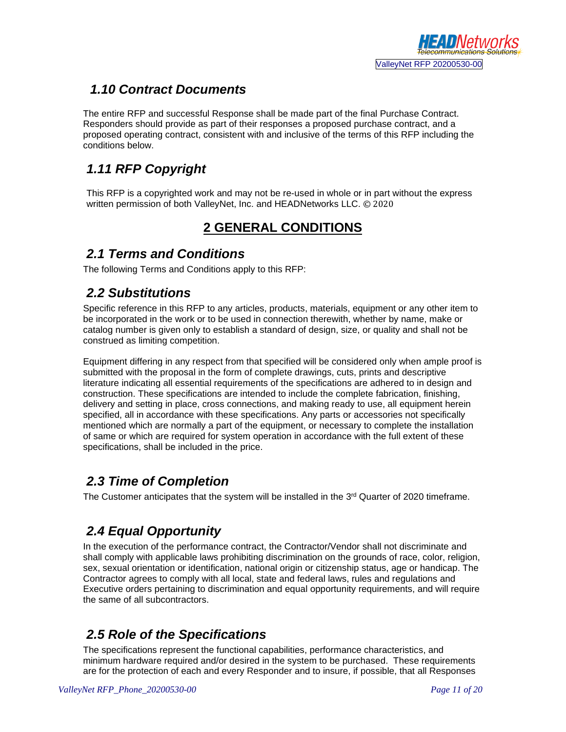## 1.10 Contract Documents

The entire RFP and successful Response shall be made part of the final Purchase Contract. Responders should provide as part of their responses a proposed purchase contract, and a proposed operating contract, consistent with and inclusive of the terms of this RFP including the conditions below.

## 1.11 RFP Copyright

This RFP is a copyrighted work and may not be re-used in whole or in part without the express written permission of both ValleyNet, Inc. and HEADNetworks LLC. © 2020

# 2 GENERAL CONDITIONS

## 2.1 Terms and Conditions

The following Terms and Conditions apply to this RFP:

## 2.2 Substitutions

Specific reference in this RFP to any articles, products, materials, equipment or any other item to be incorporated in the work or to be used in connection therewith, whether by name, make or catalog number is given only to establish a standard of design, size, or quality and shall not be construed as limiting competition.

Equipment differing in any respect from that specified will be considered only when ample proof is submitted with the proposal in the form of complete drawings, cuts, prints and descriptive literature indicating all essential requirements of the specifications are adhered to in design and construction. These specifications are intended to include the complete fabrication, finishing, delivery and setting in place, cross connections, and making ready to use, all equipment herein specified, all in accordance with these specifications. Any parts or accessories not specifically mentioned which are normally a part of the equipment, or necessary to complete the installation of same or which are required for system operation in accordance with the full extent of these specifications, shall be included in the price.

## 2.3 Time of Completion

The Customer anticipates that the system will be installed in the 3rd Quarter of 2020 timeframe.

## 2.4 Equal Opportunity

In the execution of the performance contract, the Contractor/Vendor shall not discriminate and shall comply with applicable laws prohibiting discrimination on the grounds of race, color, religion, sex, sexual orientation or identification, national origin or citizenship status, age or handicap. The Contractor agrees to comply with all local, state and federal laws, rules and regulations and Executive orders pertaining to discrimination and equal opportunity requirements, and will require the same of all subcontractors.

## 2.5 Role of the Specifications

The specifications represent the functional capabilities, performance characteristics, and minimum hardware required and/or desired in the system to be purchased. These requirements are for the protection of each and every Responder and to insure, if possible, that all Responses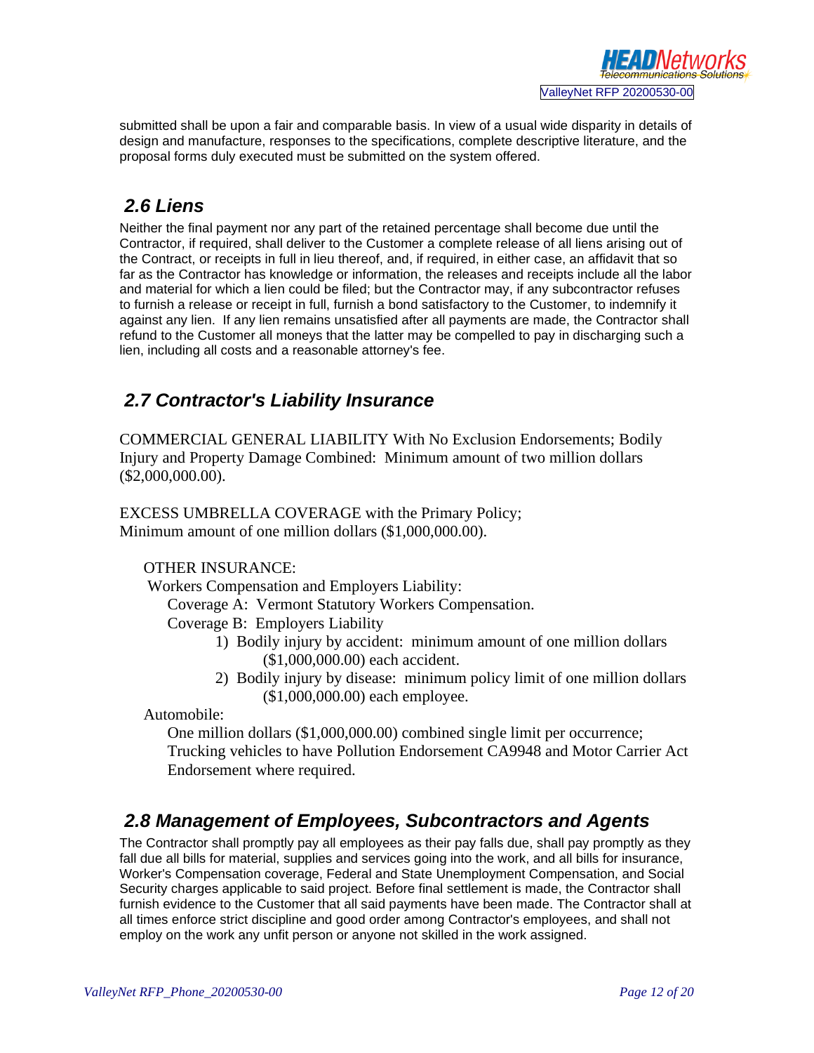submitted shall be upon a fair and comparable basis. In view of a usual wide disparity in details of design and manufacture, responses to the specifications, complete descriptive literature, and the proposal forms duly executed must be submitted on the system offered.

## *2.6 Liens*

Neither the final payment nor any part of the retained percentage shall become due until the Contractor, if required, shall deliver to the Customer a complete release of all liens arising out of the Contract, or receipts in full in lieu thereof, and, if required, in either case, an affidavit that so far as the Contractor has knowledge or information, the releases and receipts include all the labor and material for which a lien could be filed; but the Contractor may, if any subcontractor refuses to furnish a release or receipt in full, furnish a bond satisfactory to the Customer, to indemnify it against any lien. If any lien remains unsatisfied after all payments are made, the Contractor shall refund to the Customer all moneys that the latter may be compelled to pay in discharging such a lien, including all costs and a reasonable attorney's fee.

## *2.7 Contractor's Liability Insurance*

COMMERCIAL GENERAL LIABILITY With No Exclusion Endorsements; Bodily Injury and Property Damage Combined: Minimum amount of two million dollars ($2,000,000.00).

EXCESS UMBRELLA COVERAGE with the Primary Policy; Minimum amount of one million dollars ($1,000,000.00).

OTHER INSURANCE:

Workers Compensation and Employers Liability:

Coverage A: Vermont Statutory Workers Compensation.

Coverage B: Employers Liability

1) Bodily injury by accident: minimum amount of one million dollars ($1,000,000.00) each accident.
2) Bodily injury by disease: minimum policy limit of one million dollars ($1,000,000.00) each employee.

Automobile:

One million dollars ($1,000,000.00) combined single limit per occurrence; Trucking vehicles to have Pollution Endorsement CA9948 and Motor Carrier Act Endorsement where required.

## *2.8 Management of Employees, Subcontractors and Agents*

The Contractor shall promptly pay all employees as their pay falls due, shall pay promptly as they fall due all bills for material, supplies and services going into the work, and all bills for insurance, Worker's Compensation coverage, Federal and State Unemployment Compensation, and Social Security charges applicable to said project. Before final settlement is made, the Contractor shall furnish evidence to the Customer that all said payments have been made. The Contractor shall at all times enforce strict discipline and good order among Contractor's employees, and shall not employ on the work any unfit person or anyone not skilled in the work assigned.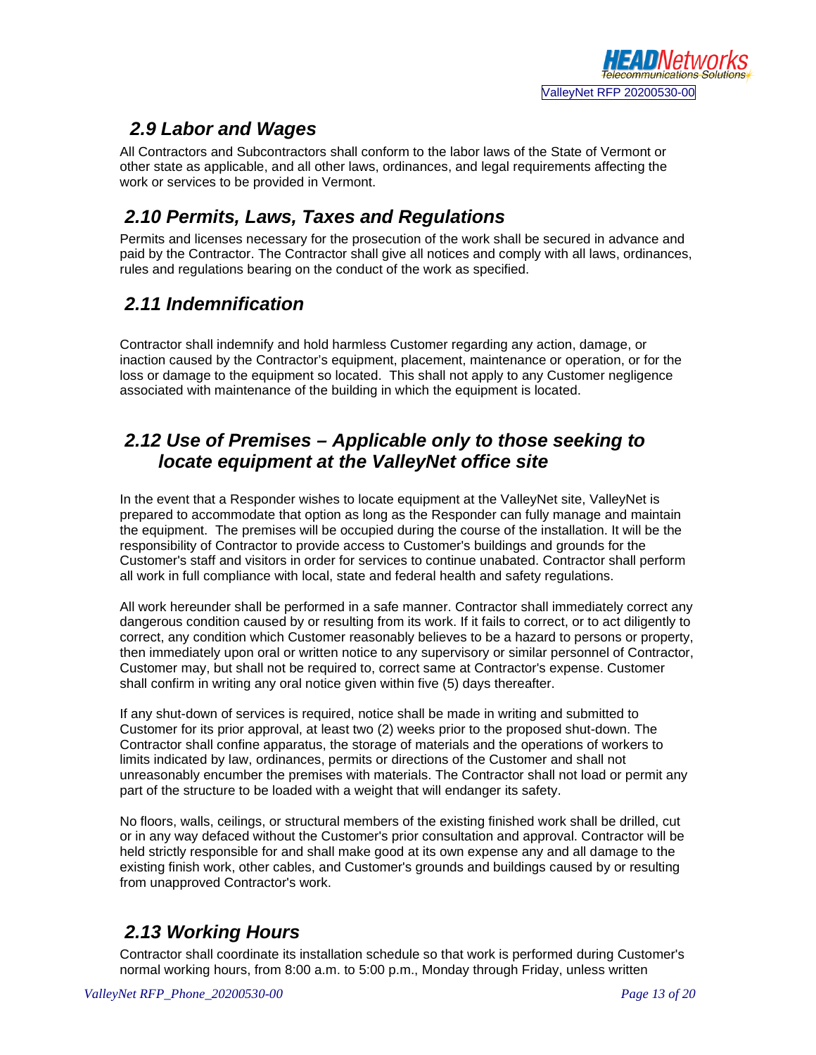## *2.9 Labor and Wages*

All Contractors and Subcontractors shall conform to the labor laws of the State of Vermont or other state as applicable, and all other laws, ordinances, and legal requirements affecting the work or services to be provided in Vermont.

## *2.10 Permits, Laws, Taxes and Regulations*

Permits and licenses necessary for the prosecution of the work shall be secured in advance and paid by the Contractor. The Contractor shall give all notices and comply with all laws, ordinances, rules and regulations bearing on the conduct of the work as specified.

## *2.11 Indemnification*

Contractor shall indemnify and hold harmless Customer regarding any action, damage, or inaction caused by the Contractor's equipment, placement, maintenance or operation, or for the loss or damage to the equipment so located. This shall not apply to any Customer negligence associated with maintenance of the building in which the equipment is located.

## *2.12 Use of Premises – Applicable only to those seeking to locate equipment at the ValleyNet office site*

In the event that a Responder wishes to locate equipment at the ValleyNet site, ValleyNet is prepared to accommodate that option as long as the Responder can fully manage and maintain the equipment. The premises will be occupied during the course of the installation. It will be the responsibility of Contractor to provide access to Customer's buildings and grounds for the Customer's staff and visitors in order for services to continue unabated. Contractor shall perform all work in full compliance with local, state and federal health and safety regulations.

All work hereunder shall be performed in a safe manner. Contractor shall immediately correct any dangerous condition caused by or resulting from its work. If it fails to correct, or to act diligently to correct, any condition which Customer reasonably believes to be a hazard to persons or property, then immediately upon oral or written notice to any supervisory or similar personnel of Contractor, Customer may, but shall not be required to, correct same at Contractor's expense. Customer shall confirm in writing any oral notice given within five (5) days thereafter.

If any shut-down of services is required, notice shall be made in writing and submitted to Customer for its prior approval, at least two (2) weeks prior to the proposed shut-down. The Contractor shall confine apparatus, the storage of materials and the operations of workers to limits indicated by law, ordinances, permits or directions of the Customer and shall not unreasonably encumber the premises with materials. The Contractor shall not load or permit any part of the structure to be loaded with a weight that will endanger its safety.

No floors, walls, ceilings, or structural members of the existing finished work shall be drilled, cut or in any way defaced without the Customer's prior consultation and approval. Contractor will be held strictly responsible for and shall make good at its own expense any and all damage to the existing finish work, other cables, and Customer's grounds and buildings caused by or resulting from unapproved Contractor's work.

## *2.13 Working Hours*

Contractor shall coordinate its installation schedule so that work is performed during Customer's normal working hours, from 8:00 a.m. to 5:00 p.m., Monday through Friday, unless written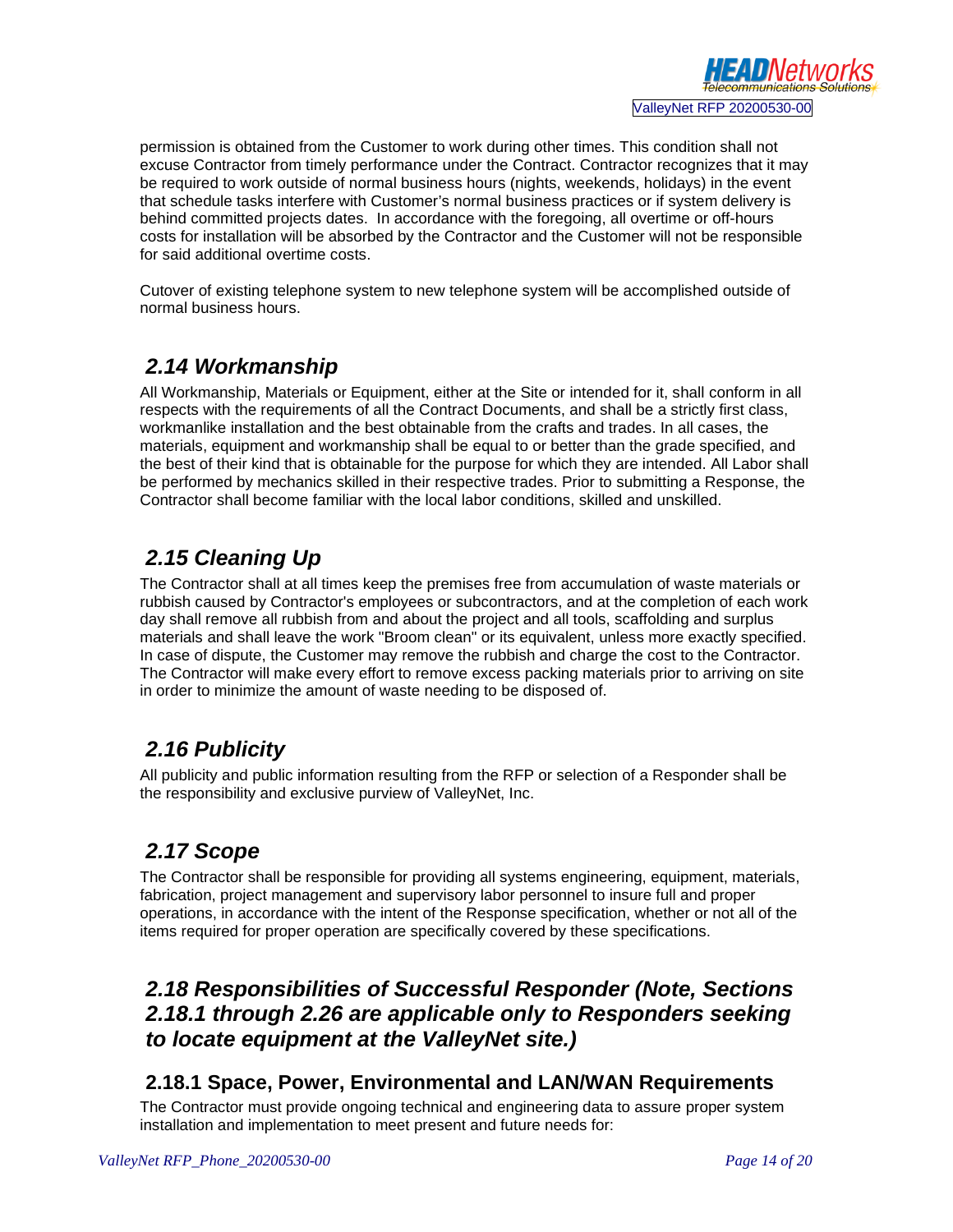permission is obtained from the Customer to work during other times. This condition shall not excuse Contractor from timely performance under the Contract. Contractor recognizes that it may be required to work outside of normal business hours (nights, weekends, holidays) in the event that schedule tasks interfere with Customer's normal business practices or if system delivery is behind committed projects dates. In accordance with the foregoing, all overtime or off-hours costs for installation will be absorbed by the Contractor and the Customer will not be responsible for said additional overtime costs.

Cutover of existing telephone system to new telephone system will be accomplished outside of normal business hours.

## *2.14 Workmanship*

All Workmanship, Materials or Equipment, either at the Site or intended for it, shall conform in all respects with the requirements of all the Contract Documents, and shall be a strictly first class, workmanlike installation and the best obtainable from the crafts and trades. In all cases, the materials, equipment and workmanship shall be equal to or better than the grade specified, and the best of their kind that is obtainable for the purpose for which they are intended. All Labor shall be performed by mechanics skilled in their respective trades. Prior to submitting a Response, the Contractor shall become familiar with the local labor conditions, skilled and unskilled.

## *2.15 Cleaning Up*

The Contractor shall at all times keep the premises free from accumulation of waste materials or rubbish caused by Contractor's employees or subcontractors, and at the completion of each work day shall remove all rubbish from and about the project and all tools, scaffolding and surplus materials and shall leave the work "Broom clean" or its equivalent, unless more exactly specified. In case of dispute, the Customer may remove the rubbish and charge the cost to the Contractor. The Contractor will make every effort to remove excess packing materials prior to arriving on site in order to minimize the amount of waste needing to be disposed of.

## *2.16 Publicity*

All publicity and public information resulting from the RFP or selection of a Responder shall be the responsibility and exclusive purview of ValleyNet, Inc.

## *2.17 Scope*

The Contractor shall be responsible for providing all systems engineering, equipment, materials, fabrication, project management and supervisory labor personnel to insure full and proper operations, in accordance with the intent of the Response specification, whether or not all of the items required for proper operation are specifically covered by these specifications.

## *2.18 Responsibilities of Successful Responder (Note, Sections 2.18.1 through 2.26 are applicable only to Responders seeking to locate equipment at the ValleyNet site.)*

### 2.18.1 Space, Power, Environmental and LAN/WAN Requirements

The Contractor must provide ongoing technical and engineering data to assure proper system installation and implementation to meet present and future needs for: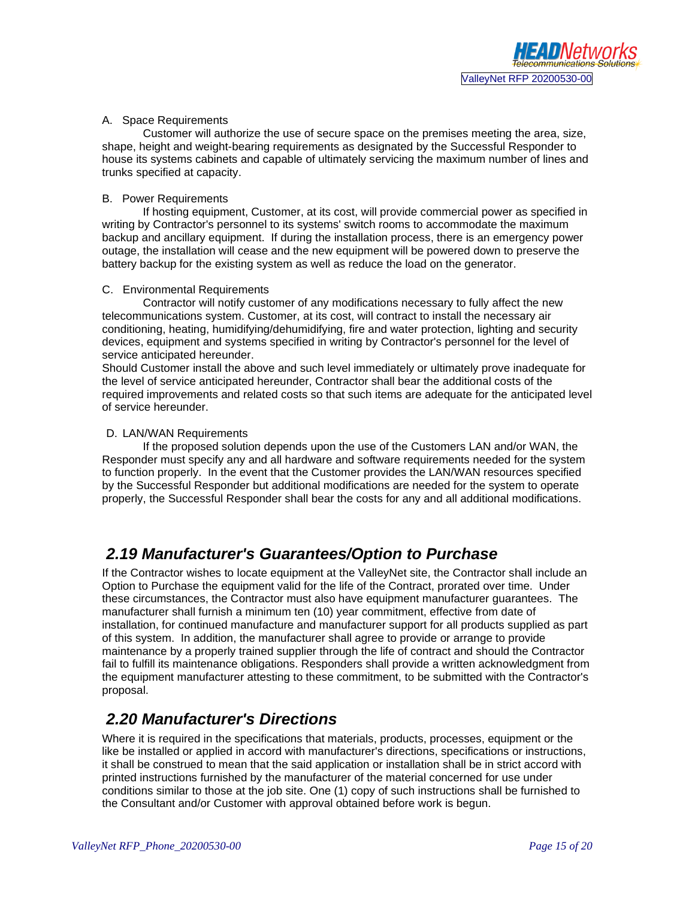A. Space Requirements

Customer will authorize the use of secure space on the premises meeting the area, size, shape, height and weight-bearing requirements as designated by the Successful Responder to house its systems cabinets and capable of ultimately servicing the maximum number of lines and trunks specified at capacity.

B. Power Requirements

If hosting equipment, Customer, at its cost, will provide commercial power as specified in writing by Contractor's personnel to its systems' switch rooms to accommodate the maximum backup and ancillary equipment. If during the installation process, there is an emergency power outage, the installation will cease and the new equipment will be powered down to preserve the battery backup for the existing system as well as reduce the load on the generator.

C. Environmental Requirements

Contractor will notify customer of any modifications necessary to fully affect the new telecommunications system. Customer, at its cost, will contract to install the necessary air conditioning, heating, humidifying/dehumidifying, fire and water protection, lighting and security devices, equipment and systems specified in writing by Contractor's personnel for the level of service anticipated hereunder.

Should Customer install the above and such level immediately or ultimately prove inadequate for the level of service anticipated hereunder, Contractor shall bear the additional costs of the required improvements and related costs so that such items are adequate for the anticipated level of service hereunder.

D. LAN/WAN Requirements

If the proposed solution depends upon the use of the Customers LAN and/or WAN, the Responder must specify any and all hardware and software requirements needed for the system to function properly. In the event that the Customer provides the LAN/WAN resources specified by the Successful Responder but additional modifications are needed for the system to operate properly, the Successful Responder shall bear the costs for any and all additional modifications.

## *2.19 Manufacturer's Guarantees/Option to Purchase*

If the Contractor wishes to locate equipment at the ValleyNet site, the Contractor shall include an Option to Purchase the equipment valid for the life of the Contract, prorated over time. Under these circumstances, the Contractor must also have equipment manufacturer guarantees. The manufacturer shall furnish a minimum ten (10) year commitment, effective from date of installation, for continued manufacture and manufacturer support for all products supplied as part of this system. In addition, the manufacturer shall agree to provide or arrange to provide maintenance by a properly trained supplier through the life of contract and should the Contractor fail to fulfill its maintenance obligations. Responders shall provide a written acknowledgment from the equipment manufacturer attesting to these commitment, to be submitted with the Contractor's proposal.

## *2.20 Manufacturer's Directions*

Where it is required in the specifications that materials, products, processes, equipment or the like be installed or applied in accord with manufacturer's directions, specifications or instructions, it shall be construed to mean that the said application or installation shall be in strict accord with printed instructions furnished by the manufacturer of the material concerned for use under conditions similar to those at the job site. One (1) copy of such instructions shall be furnished to the Consultant and/or Customer with approval obtained before work is begun.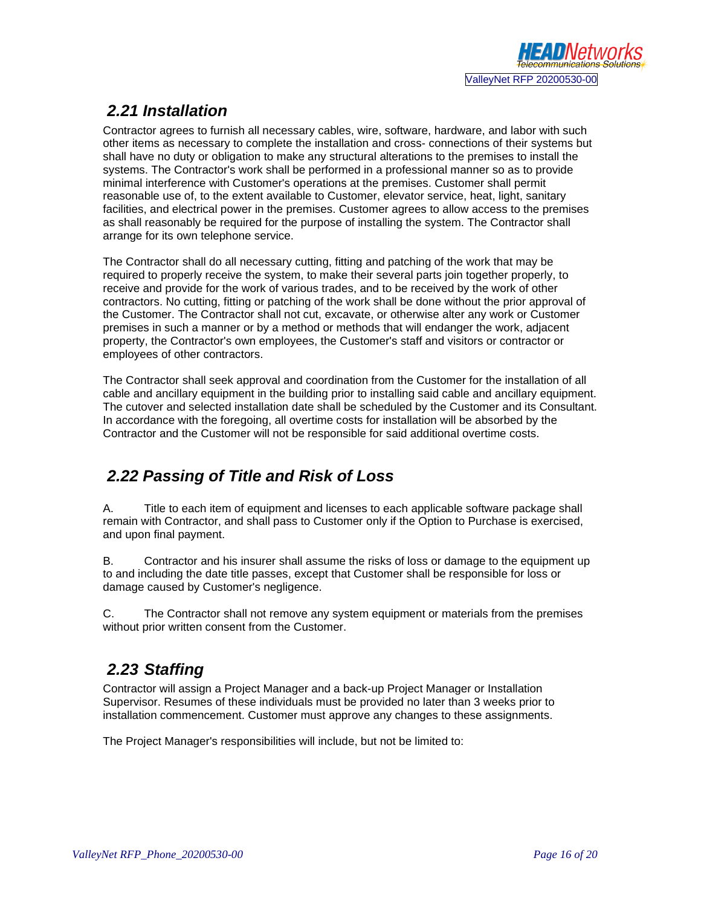## 2.21 Installation

Contractor agrees to furnish all necessary cables, wire, software, hardware, and labor with such other items as necessary to complete the installation and cross- connections of their systems but shall have no duty or obligation to make any structural alterations to the premises to install the systems. The Contractor's work shall be performed in a professional manner so as to provide minimal interference with Customer's operations at the premises. Customer shall permit reasonable use of, to the extent available to Customer, elevator service, heat, light, sanitary facilities, and electrical power in the premises. Customer agrees to allow access to the premises as shall reasonably be required for the purpose of installing the system. The Contractor shall arrange for its own telephone service.

The Contractor shall do all necessary cutting, fitting and patching of the work that may be required to properly receive the system, to make their several parts join together properly, to receive and provide for the work of various trades, and to be received by the work of other contractors. No cutting, fitting or patching of the work shall be done without the prior approval of the Customer. The Contractor shall not cut, excavate, or otherwise alter any work or Customer premises in such a manner or by a method or methods that will endanger the work, adjacent property, the Contractor's own employees, the Customer's staff and visitors or contractor or employees of other contractors.

The Contractor shall seek approval and coordination from the Customer for the installation of all cable and ancillary equipment in the building prior to installing said cable and ancillary equipment. The cutover and selected installation date shall be scheduled by the Customer and its Consultant. In accordance with the foregoing, all overtime costs for installation will be absorbed by the Contractor and the Customer will not be responsible for said additional overtime costs.

## 2.22 Passing of Title and Risk of Loss

A. Title to each item of equipment and licenses to each applicable software package shall remain with Contractor, and shall pass to Customer only if the Option to Purchase is exercised, and upon final payment.

B. Contractor and his insurer shall assume the risks of loss or damage to the equipment up to and including the date title passes, except that Customer shall be responsible for loss or damage caused by Customer's negligence.

C. The Contractor shall not remove any system equipment or materials from the premises without prior written consent from the Customer.

## 2.23 Staffing

Contractor will assign a Project Manager and a back-up Project Manager or Installation Supervisor. Resumes of these individuals must be provided no later than 3 weeks prior to installation commencement. Customer must approve any changes to these assignments.

The Project Manager's responsibilities will include, but not be limited to: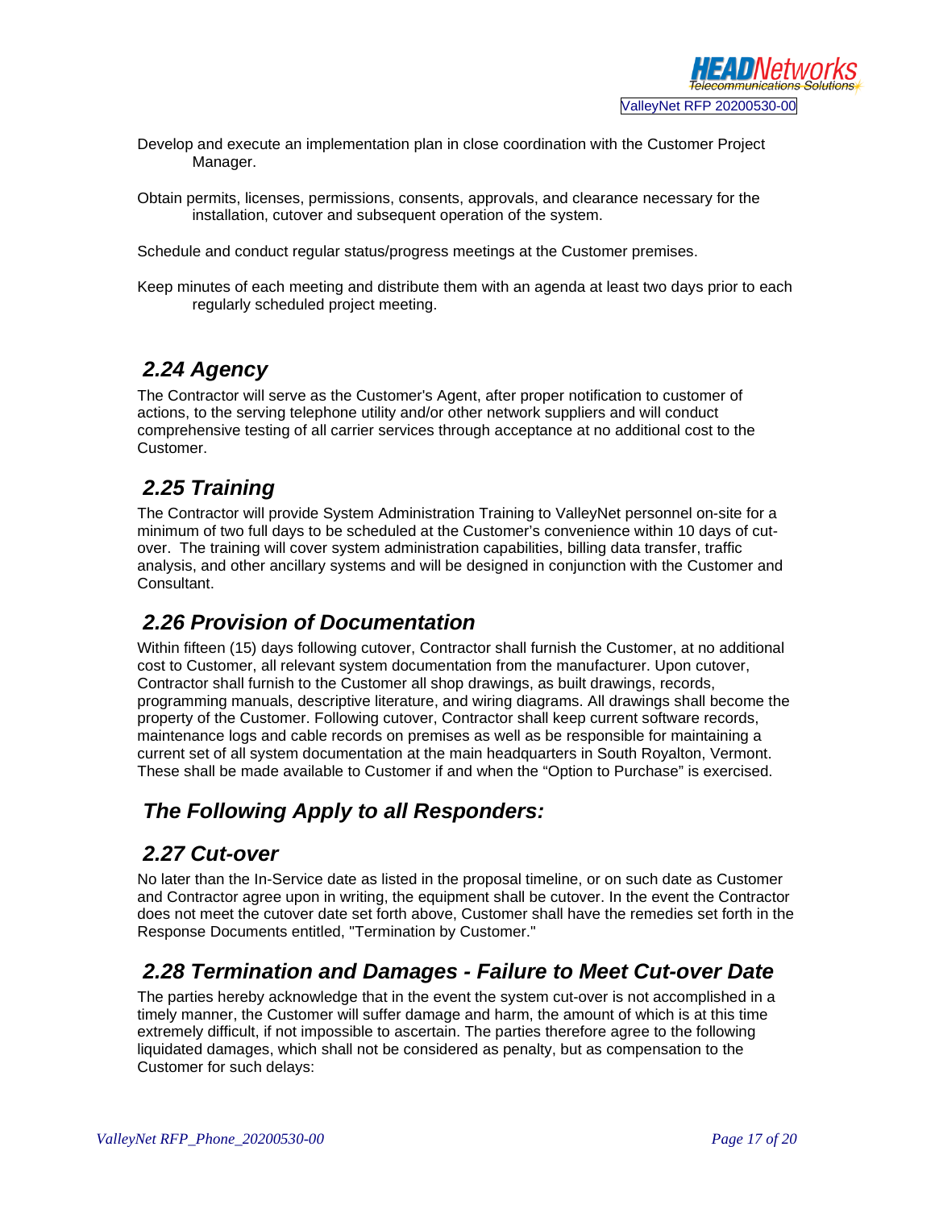Develop and execute an implementation plan in close coordination with the Customer Project Manager.

Obtain permits, licenses, permissions, consents, approvals, and clearance necessary for the installation, cutover and subsequent operation of the system.

Schedule and conduct regular status/progress meetings at the Customer premises.

Keep minutes of each meeting and distribute them with an agenda at least two days prior to each regularly scheduled project meeting.

## *2.24 Agency*

The Contractor will serve as the Customer's Agent, after proper notification to customer of actions, to the serving telephone utility and/or other network suppliers and will conduct comprehensive testing of all carrier services through acceptance at no additional cost to the Customer.

## *2.25 Training*

The Contractor will provide System Administration Training to ValleyNet personnel on-site for a minimum of two full days to be scheduled at the Customer's convenience within 10 days of cut-over. The training will cover system administration capabilities, billing data transfer, traffic analysis, and other ancillary systems and will be designed in conjunction with the Customer and Consultant.

## *2.26 Provision of Documentation*

Within fifteen (15) days following cutover, Contractor shall furnish the Customer, at no additional cost to Customer, all relevant system documentation from the manufacturer. Upon cutover, Contractor shall furnish to the Customer all shop drawings, as built drawings, records, programming manuals, descriptive literature, and wiring diagrams. All drawings shall become the property of the Customer. Following cutover, Contractor shall keep current software records, maintenance logs and cable records on premises as well as be responsible for maintaining a current set of all system documentation at the main headquarters in South Royalton, Vermont. These shall be made available to Customer if and when the "Option to Purchase" is exercised.

## *The Following Apply to all Responders:*

## *2.27 Cut-over*

No later than the In-Service date as listed in the proposal timeline, or on such date as Customer and Contractor agree upon in writing, the equipment shall be cutover. In the event the Contractor does not meet the cutover date set forth above, Customer shall have the remedies set forth in the Response Documents entitled, "Termination by Customer."

## *2.28 Termination and Damages - Failure to Meet Cut-over Date*

The parties hereby acknowledge that in the event the system cut-over is not accomplished in a timely manner, the Customer will suffer damage and harm, the amount of which is at this time extremely difficult, if not impossible to ascertain. The parties therefore agree to the following liquidated damages, which shall not be considered as penalty, but as compensation to the Customer for such delays: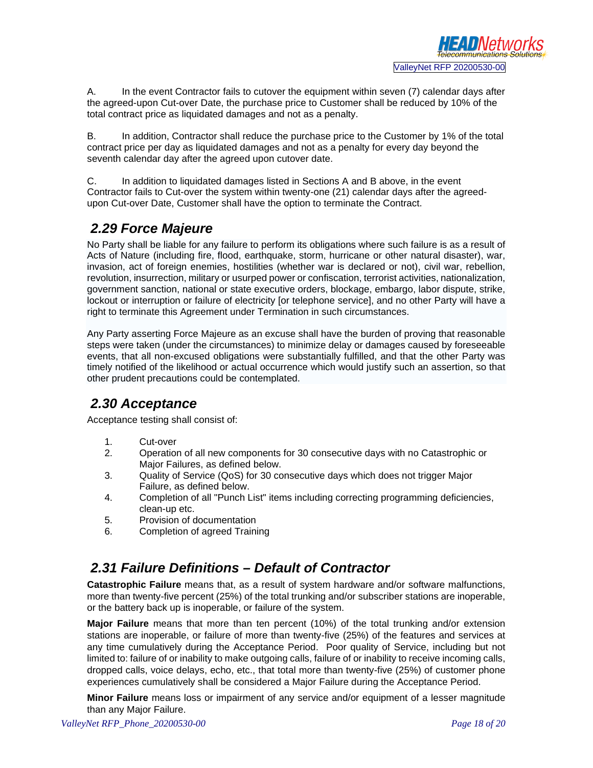A. In the event Contractor fails to cutover the equipment within seven (7) calendar days after the agreed-upon Cut-over Date, the purchase price to Customer shall be reduced by 10% of the total contract price as liquidated damages and not as a penalty.

B. In addition, Contractor shall reduce the purchase price to the Customer by 1% of the total contract price per day as liquidated damages and not as a penalty for every day beyond the seventh calendar day after the agreed upon cutover date.

C. In addition to liquidated damages listed in Sections A and B above, in the event Contractor fails to Cut-over the system within twenty-one (21) calendar days after the agreed-upon Cut-over Date, Customer shall have the option to terminate the Contract.

## *2.29 Force Majeure*

No Party shall be liable for any failure to perform its obligations where such failure is as a result of Acts of Nature (including fire, flood, earthquake, storm, hurricane or other natural disaster), war, invasion, act of foreign enemies, hostilities (whether war is declared or not), civil war, rebellion, revolution, insurrection, military or usurped power or confiscation, terrorist activities, nationalization, government sanction, national or state executive orders, blockage, embargo, labor dispute, strike, lockout or interruption or failure of electricity [or telephone service], and no other Party will have a right to terminate this Agreement under Termination in such circumstances.

Any Party asserting Force Majeure as an excuse shall have the burden of proving that reasonable steps were taken (under the circumstances) to minimize delay or damages caused by foreseeable events, that all non-excused obligations were substantially fulfilled, and that the other Party was timely notified of the likelihood or actual occurrence which would justify such an assertion, so that other prudent precautions could be contemplated.

## *2.30 Acceptance*

Acceptance testing shall consist of:

1. Cut-over
2. Operation of all new components for 30 consecutive days with no Catastrophic or Major Failures, as defined below.
3. Quality of Service (QoS) for 30 consecutive days which does not trigger Major Failure, as defined below.
4. Completion of all "Punch List" items including correcting programming deficiencies, clean-up etc.
5. Provision of documentation
6. Completion of agreed Training

## *2.31 Failure Definitions – Default of Contractor*

**Catastrophic Failure** means that, as a result of system hardware and/or software malfunctions, more than twenty-five percent (25%) of the total trunking and/or subscriber stations are inoperable, or the battery back up is inoperable, or failure of the system.

**Major Failure** means that more than ten percent (10%) of the total trunking and/or extension stations are inoperable, or failure of more than twenty-five (25%) of the features and services at any time cumulatively during the Acceptance Period. Poor quality of Service, including but not limited to: failure of or inability to make outgoing calls, failure of or inability to receive incoming calls, dropped calls, voice delays, echo, etc., that total more than twenty-five (25%) of customer phone experiences cumulatively shall be considered a Major Failure during the Acceptance Period.

**Minor Failure** means loss or impairment of any service and/or equipment of a lesser magnitude than any Major Failure.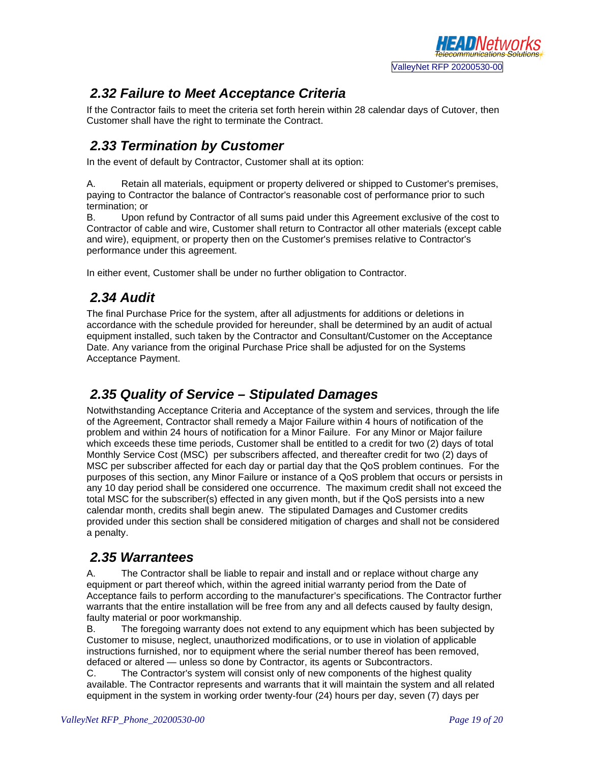## 2.32 Failure to Meet Acceptance Criteria

If the Contractor fails to meet the criteria set forth herein within 28 calendar days of Cutover, then Customer shall have the right to terminate the Contract.

## 2.33 Termination by Customer

In the event of default by Contractor, Customer shall at its option:

A. Retain all materials, equipment or property delivered or shipped to Customer's premises, paying to Contractor the balance of Contractor's reasonable cost of performance prior to such termination; or

B. Upon refund by Contractor of all sums paid under this Agreement exclusive of the cost to Contractor of cable and wire, Customer shall return to Contractor all other materials (except cable and wire), equipment, or property then on the Customer's premises relative to Contractor's performance under this agreement.

In either event, Customer shall be under no further obligation to Contractor.

## 2.34 Audit

The final Purchase Price for the system, after all adjustments for additions or deletions in accordance with the schedule provided for hereunder, shall be determined by an audit of actual equipment installed, such taken by the Contractor and Consultant/Customer on the Acceptance Date. Any variance from the original Purchase Price shall be adjusted for on the Systems Acceptance Payment.

## 2.35 Quality of Service – Stipulated Damages

Notwithstanding Acceptance Criteria and Acceptance of the system and services, through the life of the Agreement, Contractor shall remedy a Major Failure within 4 hours of notification of the problem and within 24 hours of notification for a Minor Failure. For any Minor or Major failure which exceeds these time periods, Customer shall be entitled to a credit for two (2) days of total Monthly Service Cost (MSC) per subscribers affected, and thereafter credit for two (2) days of MSC per subscriber affected for each day or partial day that the QoS problem continues. For the purposes of this section, any Minor Failure or instance of a QoS problem that occurs or persists in any 10 day period shall be considered one occurrence. The maximum credit shall not exceed the total MSC for the subscriber(s) effected in any given month, but if the QoS persists into a new calendar month, credits shall begin anew. The stipulated Damages and Customer credits provided under this section shall be considered mitigation of charges and shall not be considered a penalty.

## 2.35 Warrantees

A. The Contractor shall be liable to repair and install and or replace without charge any equipment or part thereof which, within the agreed initial warranty period from the Date of Acceptance fails to perform according to the manufacturer's specifications. The Contractor further warrants that the entire installation will be free from any and all defects caused by faulty design, faulty material or poor workmanship.

B. The foregoing warranty does not extend to any equipment which has been subjected by Customer to misuse, neglect, unauthorized modifications, or to use in violation of applicable instructions furnished, nor to equipment where the serial number thereof has been removed, defaced or altered — unless so done by Contractor, its agents or Subcontractors.

C. The Contractor's system will consist only of new components of the highest quality available. The Contractor represents and warrants that it will maintain the system and all related equipment in the system in working order twenty-four (24) hours per day, seven (7) days per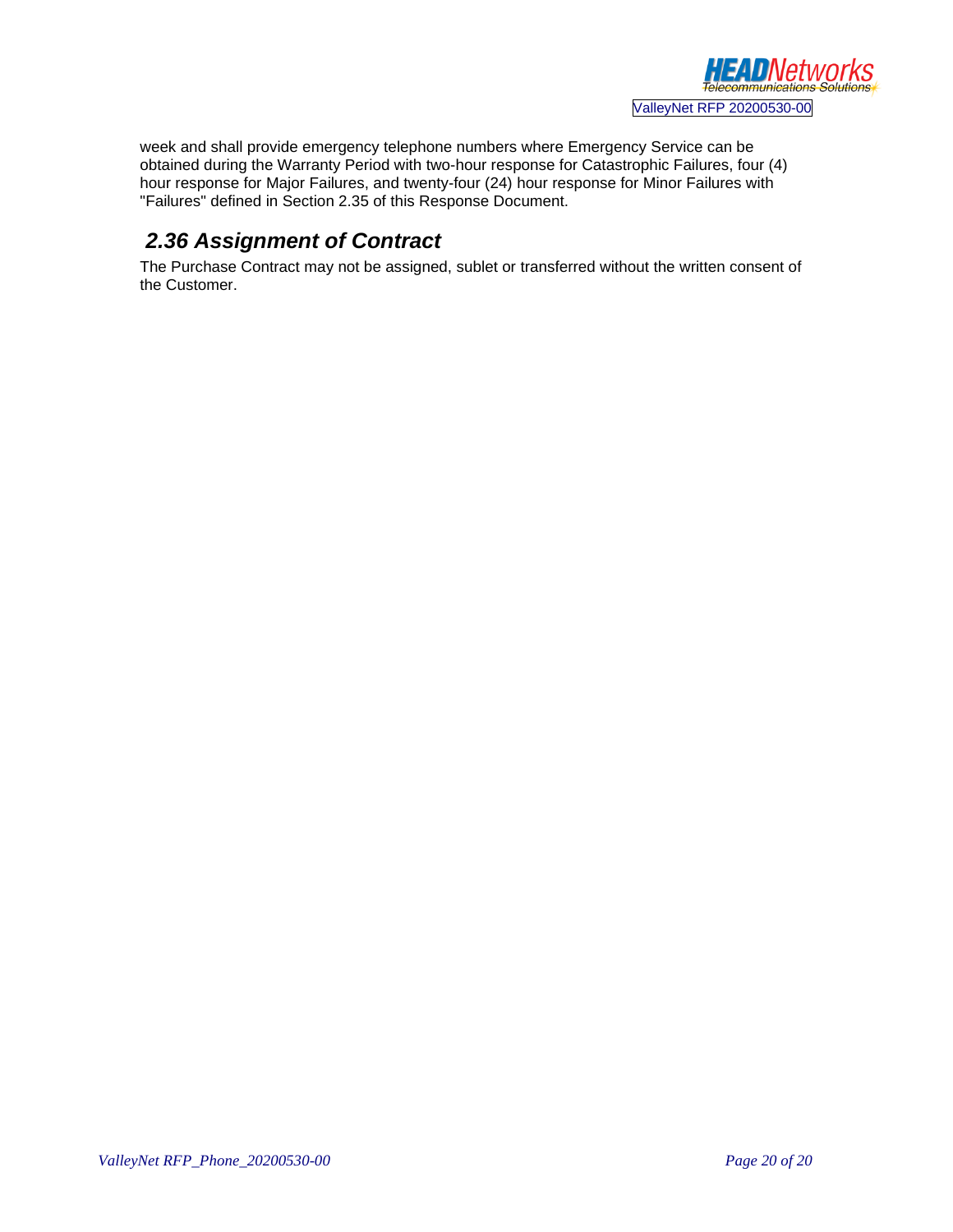week and shall provide emergency telephone numbers where Emergency Service can be obtained during the Warranty Period with two-hour response for Catastrophic Failures, four (4) hour response for Major Failures, and twenty-four (24) hour response for Minor Failures with "Failures" defined in Section 2.35 of this Response Document.

## 2.36 Assignment of Contract

The Purchase Contract may not be assigned, sublet or transferred without the written consent of the Customer.